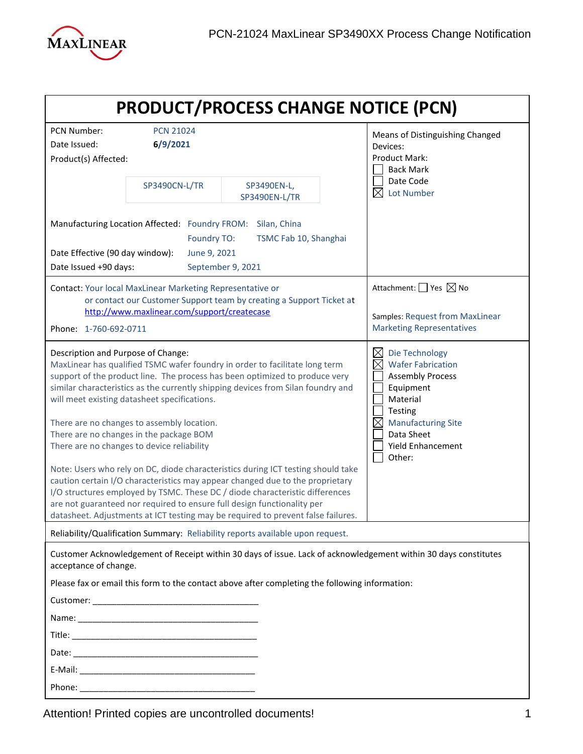# PRODUCT/PROCESS CHANGE NOTICE (PCN)

PCN Number: PCN 21024

Date Issued: **6/9/2021**

Product(s) Affected:

| SP3490CN-L/TR | SP3490EN-L, SP3490EN-L/TR |
|---|---|

Manufacturing Location Affected: Foundry FROM: Silan, China

Foundry TO: TSMC Fab 10, Shanghai

Date Effective (90 day window): June 9, 2021

Date Issued +90 days: September 9, 2021

Means of Distinguishing Changed Devices:

Product Mark:

- ☐ Back Mark
- ☐ Date Code
- ☒ Lot Number

Contact: Your local MaxLinear Marketing Representative or or contact our Customer Support team by creating a Support Ticket at http://www.maxlinear.com/support/createcase

Phone: 1-760-692-0711

Attachment: ☐ Yes ☒ No

Samples: Request from MaxLinear Marketing Representatives

Description and Purpose of Change:

MaxLinear has qualified TSMC wafer foundry in order to facilitate long term support of the product line. The process has been optimized to produce very similar characteristics as the currently shipping devices from Silan foundry and will meet existing datasheet specifications.

There are no changes to assembly location.
There are no changes in the package BOM
There are no changes to device reliability

Note: Users who rely on DC, diode characteristics during ICT testing should take caution certain I/O characteristics may appear changed due to the proprietary I/O structures employed by TSMC. These DC / diode characteristic differences are not guaranteed nor required to ensure full design functionality per datasheet. Adjustments at ICT testing may be required to prevent false failures.

- ☒ Die Technology
- ☒ Wafer Fabrication
- ☐ Assembly Process
- ☐ Equipment
- ☐ Material
- ☐ Testing
- ☒ Manufacturing Site
- ☐ Data Sheet
- ☐ Yield Enhancement
- ☐ Other:

Reliability/Qualification Summary: Reliability reports available upon request.

Customer Acknowledgement of Receipt within 30 days of issue. Lack of acknowledgement within 30 days constitutes acceptance of change.

Please fax or email this form to the contact above after completing the following information:

Customer: ___________________________________

Name: _____________________________________

Title: ______________________________________

Date: ______________________________________

E-Mail: ____________________________________

Phone: ____________________________________

Attention! Printed copies are uncontrolled documents!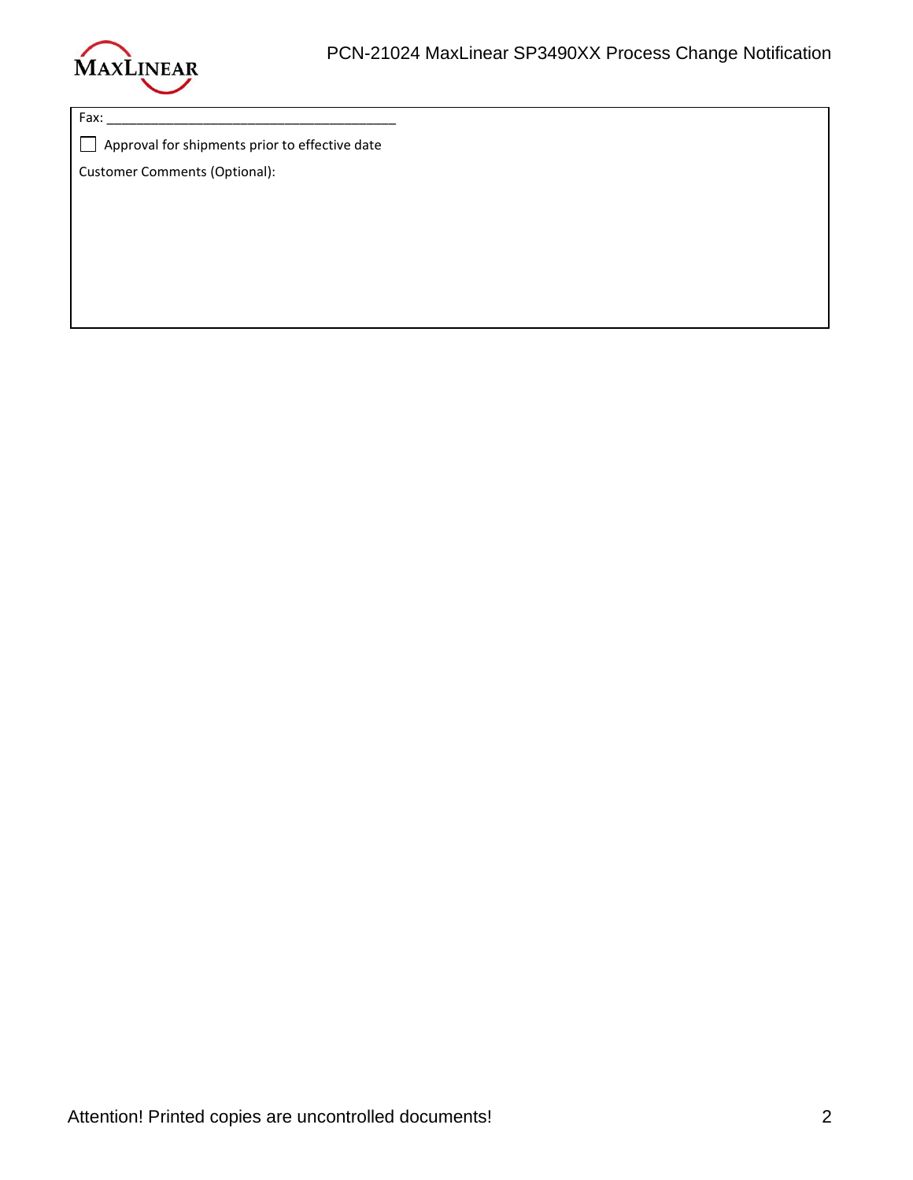Fax: ________________________________________

☐ Approval for shipments prior to effective date

Customer Comments (Optional):